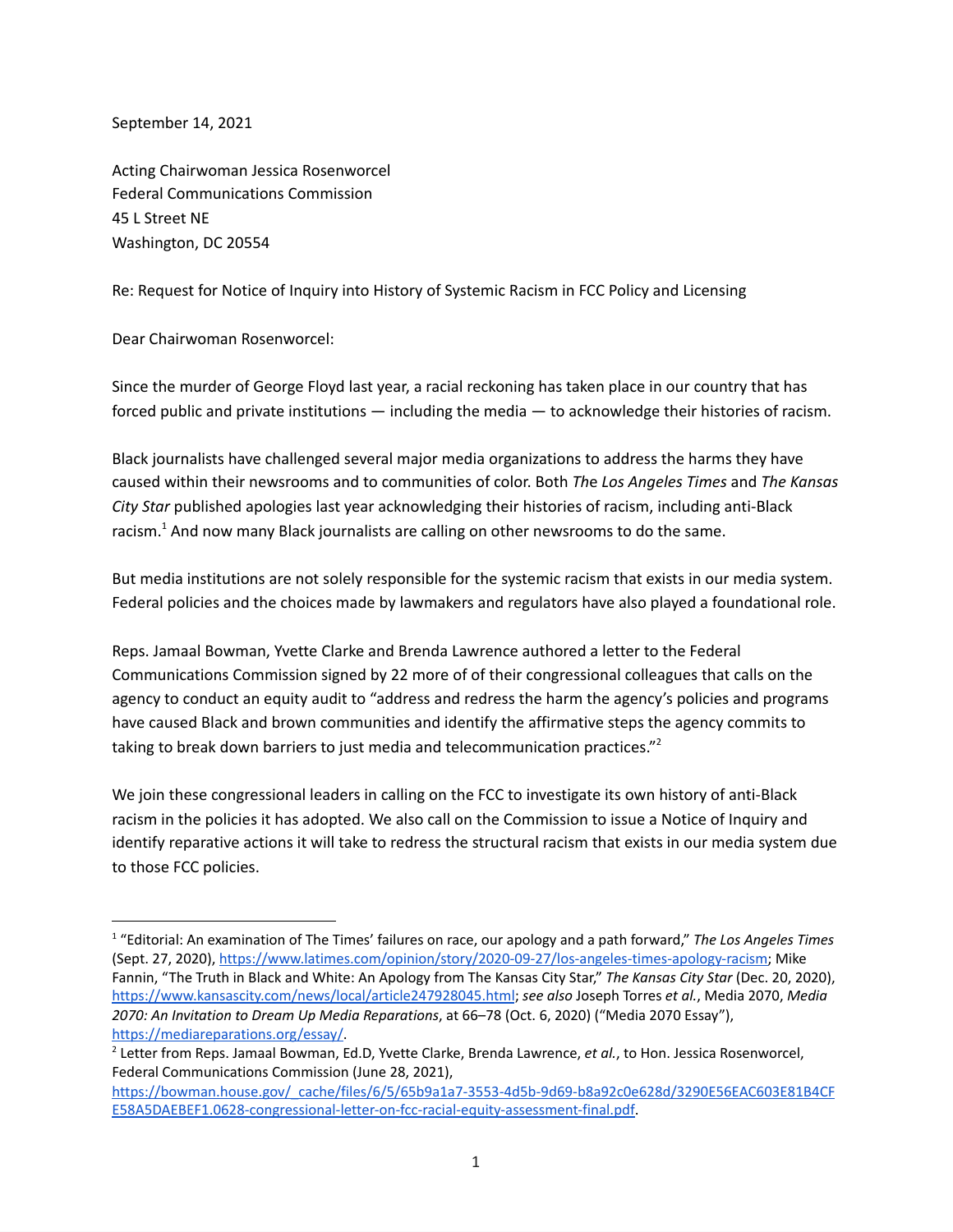September 14, 2021

Acting Chairwoman Jessica Rosenworcel
Federal Communications Commission
45 L Street NE
Washington, DC 20554

Re: Request for Notice of Inquiry into History of Systemic Racism in FCC Policy and Licensing

Dear Chairwoman Rosenworcel:

Since the murder of George Floyd last year, a racial reckoning has taken place in our country that has forced public and private institutions — including the media — to acknowledge their histories of racism.

Black journalists have challenged several major media organizations to address the harms they have caused within their newsrooms and to communities of color. Both *The Los Angeles Times* and *The Kansas City Star* published apologies last year acknowledging their histories of racism, including anti-Black racism.[1] And now many Black journalists are calling on other newsrooms to do the same.

But media institutions are not solely responsible for the systemic racism that exists in our media system. Federal policies and the choices made by lawmakers and regulators have also played a foundational role.

Reps. Jamaal Bowman, Yvette Clarke and Brenda Lawrence authored a letter to the Federal Communications Commission signed by 22 more of of their congressional colleagues that calls on the agency to conduct an equity audit to "address and redress the harm the agency's policies and programs have caused Black and brown communities and identify the affirmative steps the agency commits to taking to break down barriers to just media and telecommunication practices."[2]

We join these congressional leaders in calling on the FCC to investigate its own history of anti-Black racism in the policies it has adopted. We also call on the Commission to issue a Notice of Inquiry and identify reparative actions it will take to redress the structural racism that exists in our media system due to those FCC policies.

---

[1] "Editorial: An examination of The Times' failures on race, our apology and a path forward," *The Los Angeles Times* (Sept. 27, 2020), https://www.latimes.com/opinion/story/2020-09-27/los-angeles-times-apology-racism; Mike Fannin, "The Truth in Black and White: An Apology from The Kansas City Star," *The Kansas City Star* (Dec. 20, 2020), https://www.kansascity.com/news/local/article247928045.html; *see also* Joseph Torres *et al.*, Media 2070, *Media 2070: An Invitation to Dream Up Media Reparations*, at 66–78 (Oct. 6, 2020) ("Media 2070 Essay"), https://mediareparations.org/essay/.

[2] Letter from Reps. Jamaal Bowman, Ed.D, Yvette Clarke, Brenda Lawrence, *et al.*, to Hon. Jessica Rosenworcel, Federal Communications Commission (June 28, 2021), https://bowman.house.gov/_cache/files/6/5/65b9a1a7-3553-4d5b-9d69-b8a92c0e628d/3290E56EAC603E81B4CFE58A5DAEBEF1.0628-congressional-letter-on-fcc-racial-equity-assessment-final.pdf.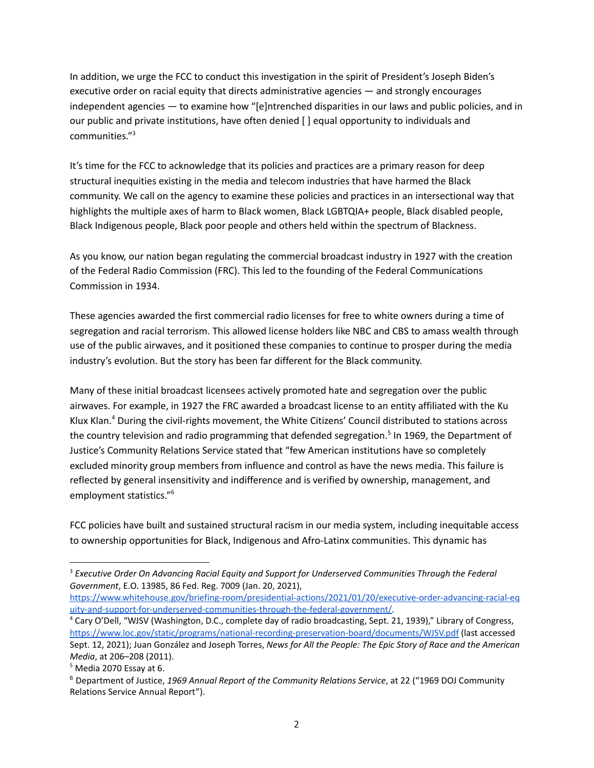In addition, we urge the FCC to conduct this investigation in the spirit of President's Joseph Biden's executive order on racial equity that directs administrative agencies — and strongly encourages independent agencies — to examine how "[e]ntrenched disparities in our laws and public policies, and in our public and private institutions, have often denied [ ] equal opportunity to individuals and communities."[3]

It's time for the FCC to acknowledge that its policies and practices are a primary reason for deep structural inequities existing in the media and telecom industries that have harmed the Black community. We call on the agency to examine these policies and practices in an intersectional way that highlights the multiple axes of harm to Black women, Black LGBTQIA+ people, Black disabled people, Black Indigenous people, Black poor people and others held within the spectrum of Blackness.

As you know, our nation began regulating the commercial broadcast industry in 1927 with the creation of the Federal Radio Commission (FRC). This led to the founding of the Federal Communications Commission in 1934.

These agencies awarded the first commercial radio licenses for free to white owners during a time of segregation and racial terrorism. This allowed license holders like NBC and CBS to amass wealth through use of the public airwaves, and it positioned these companies to continue to prosper during the media industry's evolution. But the story has been far different for the Black community.

Many of these initial broadcast licensees actively promoted hate and segregation over the public airwaves. For example, in 1927 the FRC awarded a broadcast license to an entity affiliated with the Ku Klux Klan.[4] During the civil-rights movement, the White Citizens' Council distributed to stations across the country television and radio programming that defended segregation.[5] In 1969, the Department of Justice's Community Relations Service stated that "few American institutions have so completely excluded minority group members from influence and control as have the news media. This failure is reflected by general insensitivity and indifference and is verified by ownership, management, and employment statistics."[6]

FCC policies have built and sustained structural racism in our media system, including inequitable access to ownership opportunities for Black, Indigenous and Afro-Latinx communities. This dynamic has

---

[3] *Executive Order On Advancing Racial Equity and Support for Underserved Communities Through the Federal Government*, E.O. 13985, 86 Fed. Reg. 7009 (Jan. 20, 2021), https://www.whitehouse.gov/briefing-room/presidential-actions/2021/01/20/executive-order-advancing-racial-equity-and-support-for-underserved-communities-through-the-federal-government/.

[4] Cary O'Dell, "WJSV (Washington, D.C., complete day of radio broadcasting, Sept. 21, 1939)," Library of Congress, https://www.loc.gov/static/programs/national-recording-preservation-board/documents/WJSV.pdf (last accessed Sept. 12, 2021); Juan González and Joseph Torres, *News for All the People: The Epic Story of Race and the American Media*, at 206–208 (2011).

[5] Media 2070 Essay at 6.

[6] Department of Justice, *1969 Annual Report of the Community Relations Service*, at 22 ("1969 DOJ Community Relations Service Annual Report").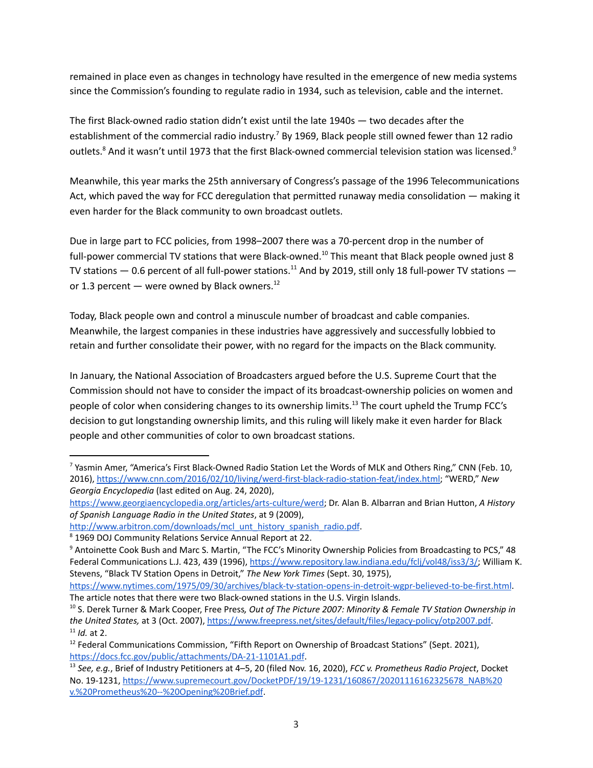remained in place even as changes in technology have resulted in the emergence of new media systems since the Commission's founding to regulate radio in 1934, such as television, cable and the internet.

The first Black-owned radio station didn't exist until the late 1940s — two decades after the establishment of the commercial radio industry.[7] By 1969, Black people still owned fewer than 12 radio outlets.[8] And it wasn't until 1973 that the first Black-owned commercial television station was licensed.[9]

Meanwhile, this year marks the 25th anniversary of Congress's passage of the 1996 Telecommunications Act, which paved the way for FCC deregulation that permitted runaway media consolidation — making it even harder for the Black community to own broadcast outlets.

Due in large part to FCC policies, from 1998–2007 there was a 70-percent drop in the number of full-power commercial TV stations that were Black-owned.[10] This meant that Black people owned just 8 TV stations — 0.6 percent of all full-power stations.[11] And by 2019, still only 18 full-power TV stations — or 1.3 percent — were owned by Black owners.[12]

Today, Black people own and control a minuscule number of broadcast and cable companies. Meanwhile, the largest companies in these industries have aggressively and successfully lobbied to retain and further consolidate their power, with no regard for the impacts on the Black community.

In January, the National Association of Broadcasters argued before the U.S. Supreme Court that the Commission should not have to consider the impact of its broadcast-ownership policies on women and people of color when considering changes to its ownership limits.[13] The court upheld the Trump FCC's decision to gut longstanding ownership limits, and this ruling will likely make it even harder for Black people and other communities of color to own broadcast stations.

---

[7] Yasmin Amer, "America's First Black-Owned Radio Station Let the Words of MLK and Others Ring," CNN (Feb. 10, 2016), https://www.cnn.com/2016/02/10/living/werd-first-black-radio-station-feat/index.html; "WERD," *New Georgia Encyclopedia* (last edited on Aug. 24, 2020), https://www.georgiaencyclopedia.org/articles/arts-culture/werd; Dr. Alan B. Albarran and Brian Hutton, *A History of Spanish Language Radio in the United States*, at 9 (2009), http://www.arbitron.com/downloads/mcl_unt_history_spanish_radio.pdf.

[8] 1969 DOJ Community Relations Service Annual Report at 22.

[9] Antoinette Cook Bush and Marc S. Martin, "The FCC's Minority Ownership Policies from Broadcasting to PCS," 48 Federal Communications L.J. 423, 439 (1996), https://www.repository.law.indiana.edu/fclj/vol48/iss3/3/; William K. Stevens, "Black TV Station Opens in Detroit," *The New York Times* (Sept. 30, 1975), https://www.nytimes.com/1975/09/30/archives/black-tv-station-opens-in-detroit-wgpr-believed-to-be-first.html. The article notes that there were two Black-owned stations in the U.S. Virgin Islands.

[10] S. Derek Turner & Mark Cooper, Free Press*, Out of The Picture 2007: Minority & Female TV Station Ownership in the United States,* at 3 (Oct. 2007), https://www.freepress.net/sites/default/files/legacy-policy/otp2007.pdf.

[11] *Id.* at 2.

[12] Federal Communications Commission, "Fifth Report on Ownership of Broadcast Stations" (Sept. 2021), https://docs.fcc.gov/public/attachments/DA-21-1101A1.pdf.

[13] *See, e.g.*, Brief of Industry Petitioners at 4–5, 20 (filed Nov. 16, 2020), *FCC v. Prometheus Radio Project*, Docket No. 19-1231, https://www.supremecourt.gov/DocketPDF/19/19-1231/160867/20201116162325678_NAB%20v.%20Prometheus%20--%20Opening%20Brief.pdf.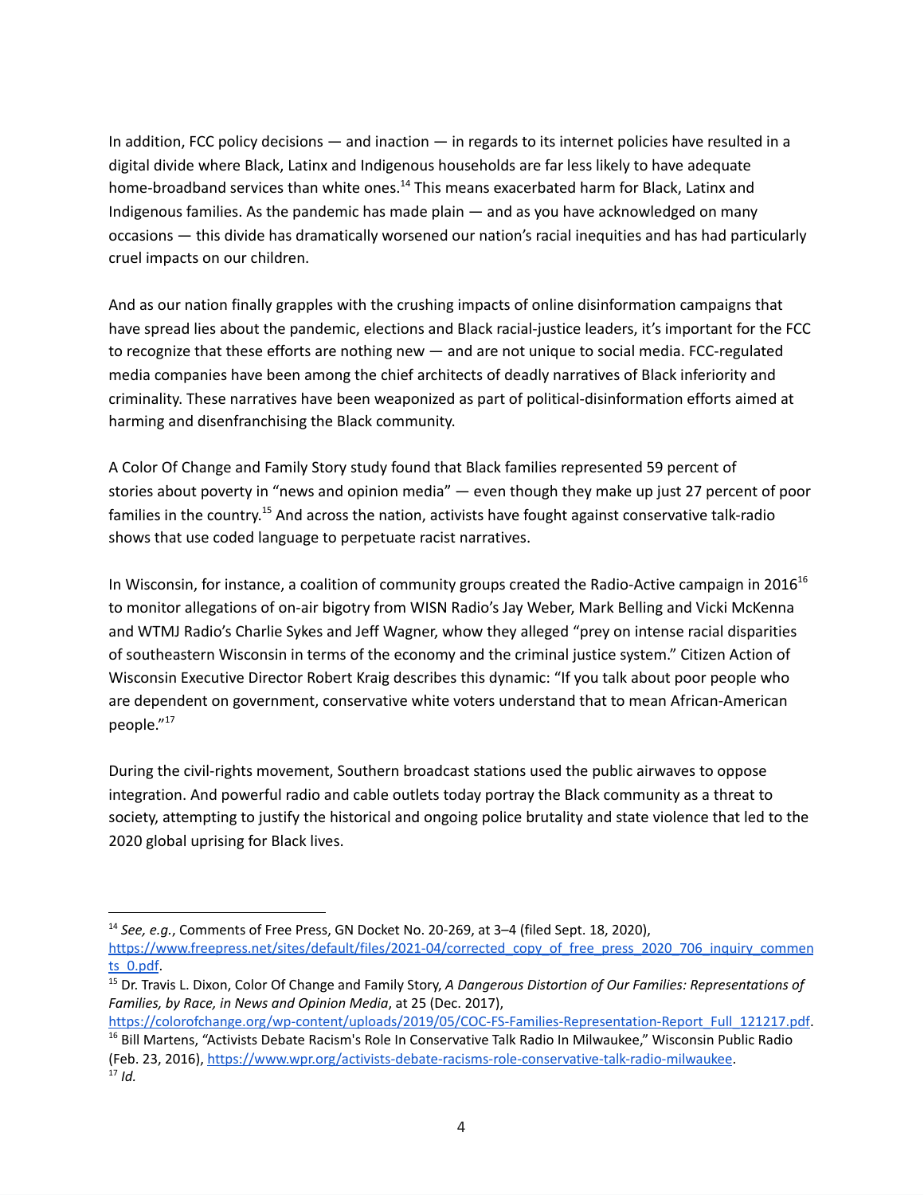In addition, FCC policy decisions — and inaction — in regards to its internet policies have resulted in a digital divide where Black, Latinx and Indigenous households are far less likely to have adequate home-broadband services than white ones.[14] This means exacerbated harm for Black, Latinx and Indigenous families. As the pandemic has made plain — and as you have acknowledged on many occasions — this divide has dramatically worsened our nation's racial inequities and has had particularly cruel impacts on our children.

And as our nation finally grapples with the crushing impacts of online disinformation campaigns that have spread lies about the pandemic, elections and Black racial-justice leaders, it's important for the FCC to recognize that these efforts are nothing new — and are not unique to social media. FCC-regulated media companies have been among the chief architects of deadly narratives of Black inferiority and criminality. These narratives have been weaponized as part of political-disinformation efforts aimed at harming and disenfranchising the Black community.

A Color Of Change and Family Story study found that Black families represented 59 percent of stories about poverty in "news and opinion media" — even though they make up just 27 percent of poor families in the country.[15] And across the nation, activists have fought against conservative talk-radio shows that use coded language to perpetuate racist narratives.

In Wisconsin, for instance, a coalition of community groups created the Radio-Active campaign in 2016[16] to monitor allegations of on-air bigotry from WISN Radio's Jay Weber, Mark Belling and Vicki McKenna and WTMJ Radio's Charlie Sykes and Jeff Wagner, whow they alleged "prey on intense racial disparities of southeastern Wisconsin in terms of the economy and the criminal justice system." Citizen Action of Wisconsin Executive Director Robert Kraig describes this dynamic: "If you talk about poor people who are dependent on government, conservative white voters understand that to mean African-American people."[17]

During the civil-rights movement, Southern broadcast stations used the public airwaves to oppose integration. And powerful radio and cable outlets today portray the Black community as a threat to society, attempting to justify the historical and ongoing police brutality and state violence that led to the 2020 global uprising for Black lives.

---

[14] *See, e.g.*, Comments of Free Press, GN Docket No. 20-269, at 3–4 (filed Sept. 18, 2020), https://www.freepress.net/sites/default/files/2021-04/corrected_copy_of_free_press_2020_706_inquiry_comments_0.pdf.

[15] Dr. Travis L. Dixon, Color Of Change and Family Story, *A Dangerous Distortion of Our Families: Representations of Families, by Race, in News and Opinion Media*, at 25 (Dec. 2017), https://colorofchange.org/wp-content/uploads/2019/05/COC-FS-Families-Representation-Report_Full_121217.pdf.

[16] Bill Martens, "Activists Debate Racism's Role In Conservative Talk Radio In Milwaukee," Wisconsin Public Radio (Feb. 23, 2016), https://www.wpr.org/activists-debate-racisms-role-conservative-talk-radio-milwaukee.

[17] *Id.*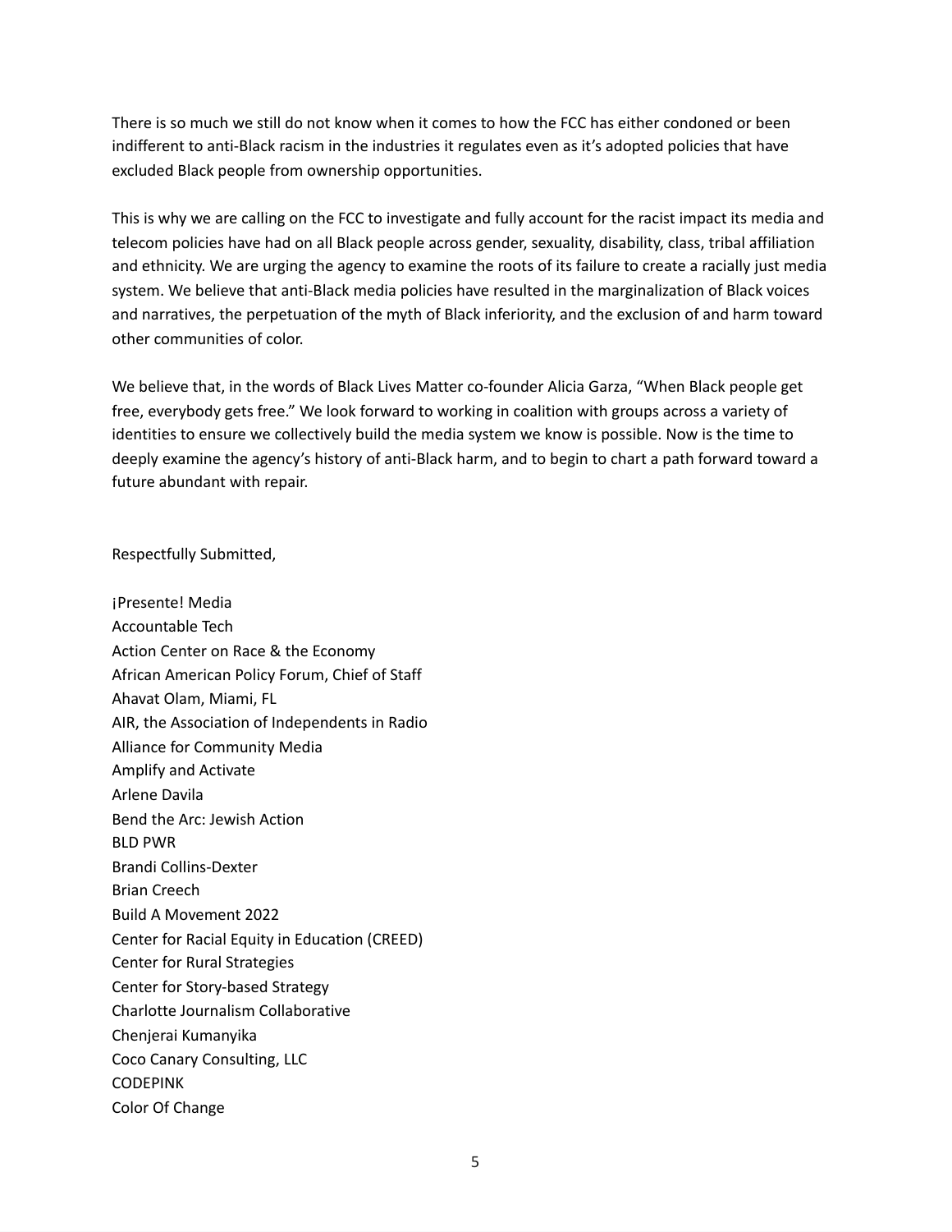There is so much we still do not know when it comes to how the FCC has either condoned or been indifferent to anti-Black racism in the industries it regulates even as it's adopted policies that have excluded Black people from ownership opportunities.

This is why we are calling on the FCC to investigate and fully account for the racist impact its media and telecom policies have had on all Black people across gender, sexuality, disability, class, tribal affiliation and ethnicity. We are urging the agency to examine the roots of its failure to create a racially just media system. We believe that anti-Black media policies have resulted in the marginalization of Black voices and narratives, the perpetuation of the myth of Black inferiority, and the exclusion of and harm toward other communities of color.

We believe that, in the words of Black Lives Matter co-founder Alicia Garza, "When Black people get free, everybody gets free." We look forward to working in coalition with groups across a variety of identities to ensure we collectively build the media system we know is possible. Now is the time to deeply examine the agency's history of anti-Black harm, and to begin to chart a path forward toward a future abundant with repair.

Respectfully Submitted,

¡Presente! Media
Accountable Tech
Action Center on Race & the Economy
African American Policy Forum, Chief of Staff
Ahavat Olam, Miami, FL
AIR, the Association of Independents in Radio
Alliance for Community Media
Amplify and Activate
Arlene Davila
Bend the Arc: Jewish Action
BLD PWR
Brandi Collins-Dexter
Brian Creech
Build A Movement 2022
Center for Racial Equity in Education (CREED)
Center for Rural Strategies
Center for Story-based Strategy
Charlotte Journalism Collaborative
Chenjerai Kumanyika
Coco Canary Consulting, LLC
CODEPINK
Color Of Change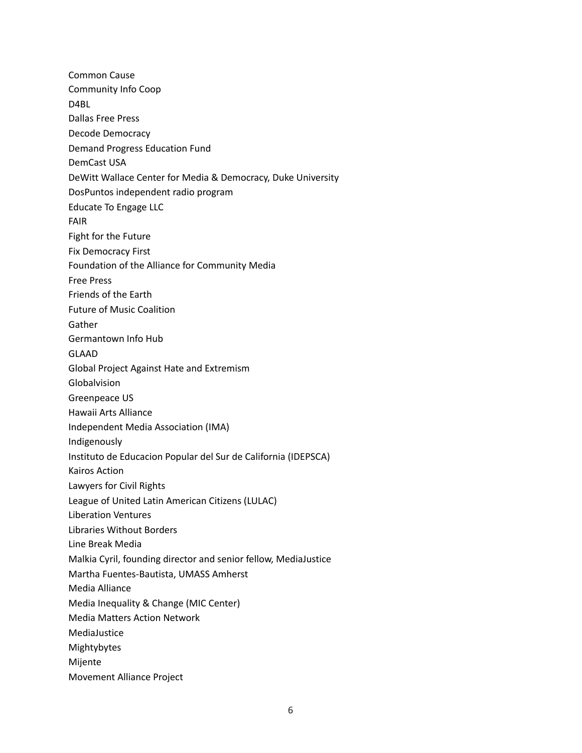Common Cause

Community Info Coop

D4BL

Dallas Free Press

Decode Democracy

Demand Progress Education Fund

DemCast USA

DeWitt Wallace Center for Media & Democracy, Duke University

DosPuntos independent radio program

Educate To Engage LLC

FAIR

Fight for the Future

Fix Democracy First

Foundation of the Alliance for Community Media

Free Press

Friends of the Earth

Future of Music Coalition

Gather

Germantown Info Hub

GLAAD

Global Project Against Hate and Extremism

Globalvision

Greenpeace US

Hawaii Arts Alliance

Independent Media Association (IMA)

Indigenously

Instituto de Educacion Popular del Sur de California (IDEPSCA)

Kairos Action

Lawyers for Civil Rights

League of United Latin American Citizens (LULAC)

Liberation Ventures

Libraries Without Borders

Line Break Media

Malkia Cyril, founding director and senior fellow, MediaJustice

Martha Fuentes-Bautista, UMASS Amherst

Media Alliance

Media Inequality & Change (MIC Center)

Media Matters Action Network

MediaJustice

Mightybytes

Mijente

Movement Alliance Project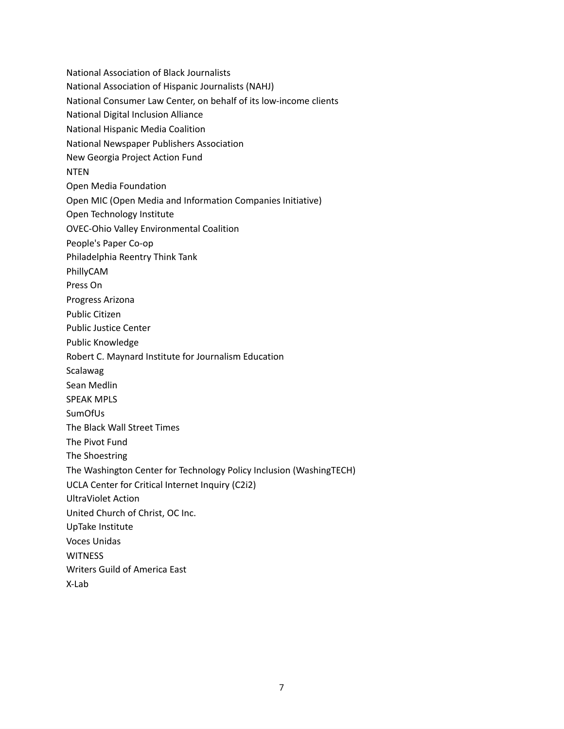National Association of Black Journalists
National Association of Hispanic Journalists (NAHJ)
National Consumer Law Center, on behalf of its low-income clients
National Digital Inclusion Alliance
National Hispanic Media Coalition
National Newspaper Publishers Association
New Georgia Project Action Fund
NTEN
Open Media Foundation
Open MIC (Open Media and Information Companies Initiative)
Open Technology Institute
OVEC-Ohio Valley Environmental Coalition
People's Paper Co-op
Philadelphia Reentry Think Tank
PhillyCAM
Press On
Progress Arizona
Public Citizen
Public Justice Center
Public Knowledge
Robert C. Maynard Institute for Journalism Education
Scalawag
Sean Medlin
SPEAK MPLS
SumOfUs
The Black Wall Street Times
The Pivot Fund
The Shoestring
The Washington Center for Technology Policy Inclusion (WashingTECH)
UCLA Center for Critical Internet Inquiry (C2i2)
UltraViolet Action
United Church of Christ, OC Inc.
UpTake Institute
Voces Unidas
WITNESS
Writers Guild of America East
X-Lab